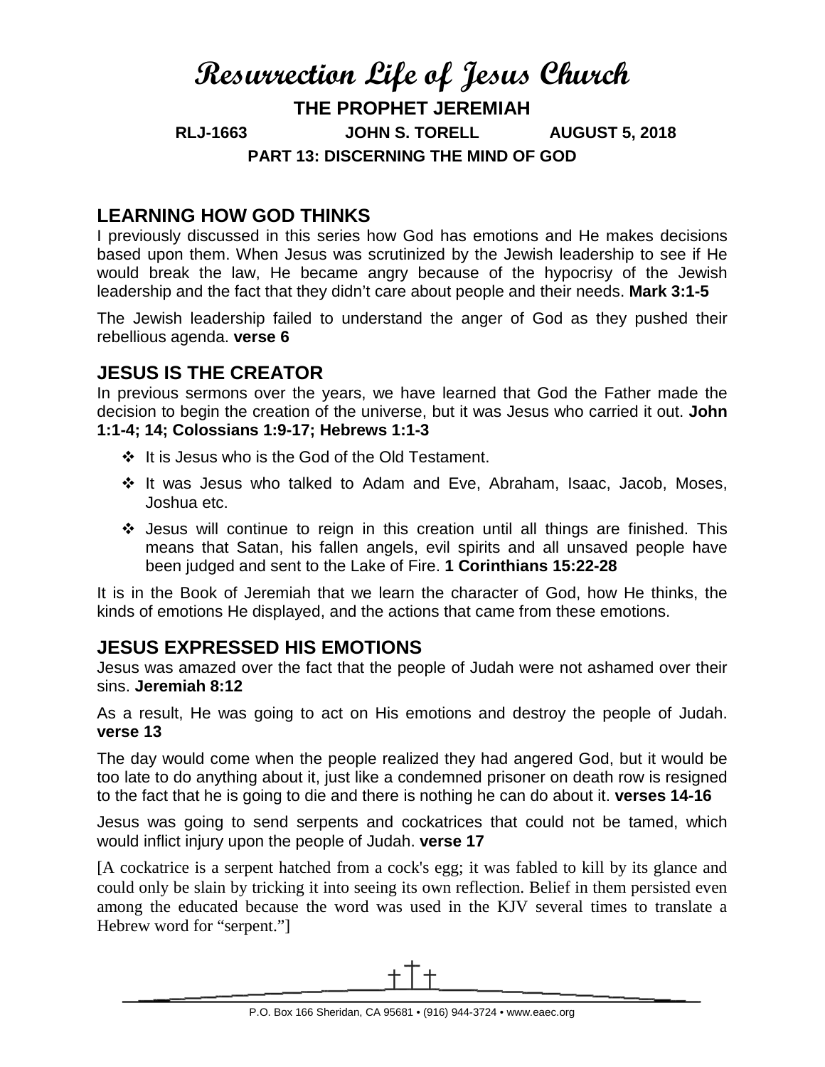# Resurrection Life of Jesus Church

## THE PROPHET JEREMIAH

**RLJ-1663 JOHN S. TORELL AUGUST 5, 2018**

**PART 13: DISCERNING THE MIND OF GOD**

## LEARNING HOW GOD THINKS

I previously discussed in this series how God has emotions and He makes decisions based upon them. When Jesus was scrutinized by the Jewish leadership to see if He would break the law, He became angry because of the hypocrisy of the Jewish leadership and the fact that they didn't care about people and their needs. **Mark 3:1-5**

The Jewish leadership failed to understand the anger of God as they pushed their rebellious agenda. **verse 6**

## JESUS IS THE CREATOR

In previous sermons over the years, we have learned that God the Father made the decision to begin the creation of the universe, but it was Jesus who carried it out. **John 1:1-4; 14; Colossians 1:9-17; Hebrews 1:1-3**

- It is Jesus who is the God of the Old Testament.
- It was Jesus who talked to Adam and Eve, Abraham, Isaac, Jacob, Moses, Joshua etc.
- Jesus will continue to reign in this creation until all things are finished. This means that Satan, his fallen angels, evil spirits and all unsaved people have been judged and sent to the Lake of Fire. **1 Corinthians 15:22-28**

It is in the Book of Jeremiah that we learn the character of God, how He thinks, the kinds of emotions He displayed, and the actions that came from these emotions.

## JESUS EXPRESSED HIS EMOTIONS

Jesus was amazed over the fact that the people of Judah were not ashamed over their sins. **Jeremiah 8:12**

As a result, He was going to act on His emotions and destroy the people of Judah. **verse 13**

The day would come when the people realized they had angered God, but it would be too late to do anything about it, just like a condemned prisoner on death row is resigned to the fact that he is going to die and there is nothing he can do about it. **verses 14-16**

Jesus was going to send serpents and cockatrices that could not be tamed, which would inflict injury upon the people of Judah. **verse 17**

[A cockatrice is a serpent hatched from a cock's egg; it was fabled to kill by its glance and could only be slain by tricking it into seeing its own reflection. Belief in them persisted even among the educated because the word was used in the KJV several times to translate a Hebrew word for "serpent."]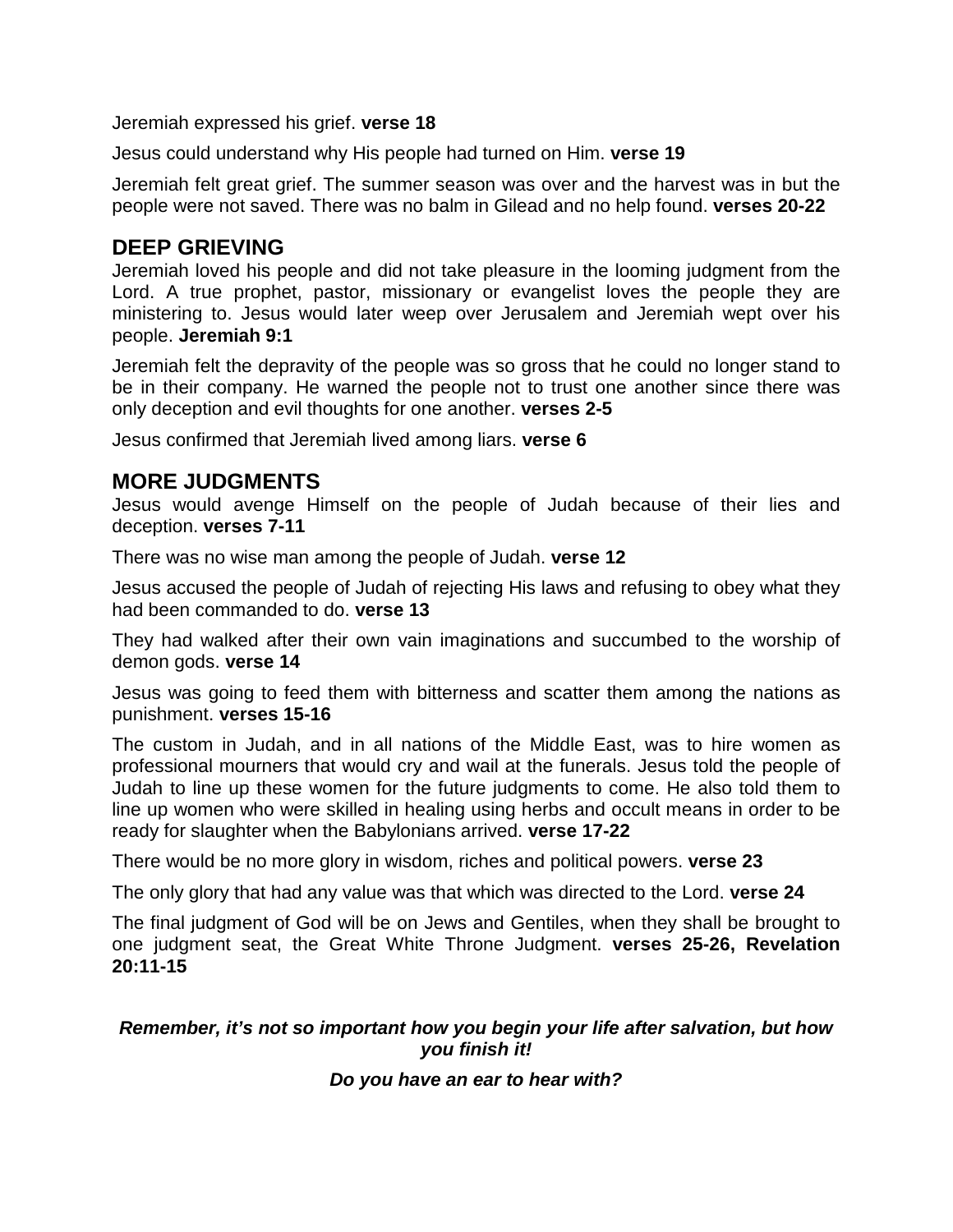Jeremiah expressed his grief. **verse 18**

Jesus could understand why His people had turned on Him. **verse 19**

Jeremiah felt great grief. The summer season was over and the harvest was in but the people were not saved. There was no balm in Gilead and no help found. **verses 20-22**

## DEEP GRIEVING

Jeremiah loved his people and did not take pleasure in the looming judgment from the Lord. A true prophet, pastor, missionary or evangelist loves the people they are ministering to. Jesus would later weep over Jerusalem and Jeremiah wept over his people. **Jeremiah 9:1**

Jeremiah felt the depravity of the people was so gross that he could no longer stand to be in their company. He warned the people not to trust one another since there was only deception and evil thoughts for one another. **verses 2-5**

Jesus confirmed that Jeremiah lived among liars. **verse 6**

## MORE JUDGMENTS

Jesus would avenge Himself on the people of Judah because of their lies and deception. **verses 7-11**

There was no wise man among the people of Judah. **verse 12**

Jesus accused the people of Judah of rejecting His laws and refusing to obey what they had been commanded to do. **verse 13**

They had walked after their own vain imaginations and succumbed to the worship of demon gods. **verse 14**

Jesus was going to feed them with bitterness and scatter them among the nations as punishment. **verses 15-16**

The custom in Judah, and in all nations of the Middle East, was to hire women as professional mourners that would cry and wail at the funerals. Jesus told the people of Judah to line up these women for the future judgments to come. He also told them to line up women who were skilled in healing using herbs and occult means in order to be ready for slaughter when the Babylonians arrived. **verse 17-22**

There would be no more glory in wisdom, riches and political powers. **verse 23**

The only glory that had any value was that which was directed to the Lord. **verse 24**

The final judgment of God will be on Jews and Gentiles, when they shall be brought to one judgment seat, the Great White Throne Judgment. **verses 25-26, Revelation 20:11-15**

***Remember, it's not so important how you begin your life after salvation, but how you finish it!***

***Do you have an ear to hear with?***